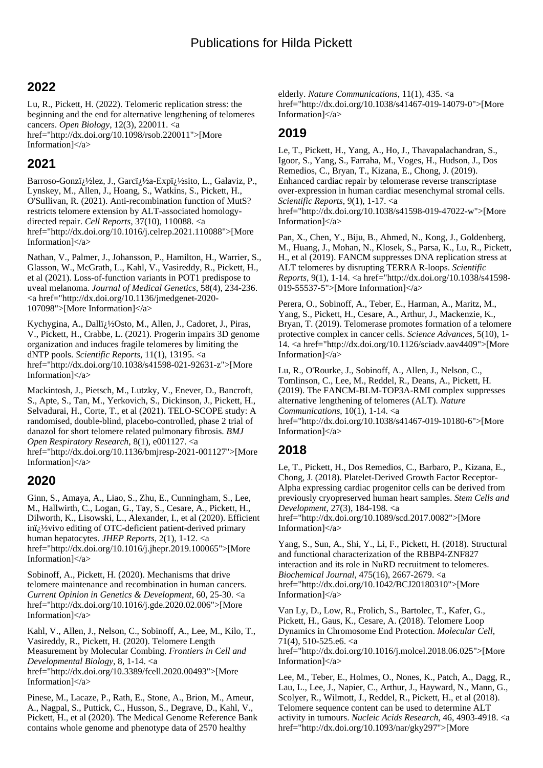# Publications for Hilda Pickett

## 2022

Lu, R., Pickett, H. (2022). Telomeric replication stress: the beginning and the end for alternative lengthening of telomeres cancers. *Open Biology*, 12(3), 220011. <a href="http://dx.doi.org/10.1098/rsob.220011">[More Information]</a>

## 2021

Barroso-Gonzï¿½lez, J., Garcï¿½a-Expï¿½sito, L., Galaviz, P., Lynskey, M., Allen, J., Hoang, S., Watkins, S., Pickett, H., O'Sullivan, R. (2021). Anti-recombination function of MutS? restricts telomere extension by ALT-associated homology-directed repair. *Cell Reports*, 37(10), 110088. <a href="http://dx.doi.org/10.1016/j.celrep.2021.110088">[More Information]</a>

Nathan, V., Palmer, J., Johansson, P., Hamilton, H., Warrier, S., Glasson, W., McGrath, L., Kahl, V., Vasireddy, R., Pickett, H., et al (2021). Loss-of-function variants in POT1 predispose to uveal melanoma. *Journal of Medical Genetics*, 58(4), 234-236. <a href="http://dx.doi.org/10.1136/jmedgenet-2020-107098">[More Information]</a>

Kychygina, A., Dallï¿½Osto, M., Allen, J., Cadoret, J., Piras, V., Pickett, H., Crabbe, L. (2021). Progerin impairs 3D genome organization and induces fragile telomeres by limiting the dNTP pools. *Scientific Reports*, 11(1), 13195. <a href="http://dx.doi.org/10.1038/s41598-021-92631-z">[More Information]</a>

Mackintosh, J., Pietsch, M., Lutzky, V., Enever, D., Bancroft, S., Apte, S., Tan, M., Yerkovich, S., Dickinson, J., Pickett, H., Selvadurai, H., Corte, T., et al (2021). TELO-SCOPE study: A randomised, double-blind, placebo-controlled, phase 2 trial of danazol for short telomere related pulmonary fibrosis. *BMJ Open Respiratory Research*, 8(1), e001127. <a href="http://dx.doi.org/10.1136/bmjresp-2021-001127">[More Information]</a>

## 2020

Ginn, S., Amaya, A., Liao, S., Zhu, E., Cunningham, S., Lee, M., Hallwirth, C., Logan, G., Tay, S., Cesare, A., Pickett, H., Dilworth, K., Lisowski, L., Alexander, I., et al (2020). Efficient inï¿½vivo editing of OTC-deficient patient-derived primary human hepatocytes. *JHEP Reports*, 2(1), 1-12. <a href="http://dx.doi.org/10.1016/j.jhepr.2019.100065">[More Information]</a>

Sobinoff, A., Pickett, H. (2020). Mechanisms that drive telomere maintenance and recombination in human cancers. *Current Opinion in Genetics & Development*, 60, 25-30. <a href="http://dx.doi.org/10.1016/j.gde.2020.02.006">[More Information]</a>

Kahl, V., Allen, J., Nelson, C., Sobinoff, A., Lee, M., Kilo, T., Vasireddy, R., Pickett, H. (2020). Telomere Length Measurement by Molecular Combing. *Frontiers in Cell and Developmental Biology*, 8, 1-14. <a href="http://dx.doi.org/10.3389/fcell.2020.00493">[More Information]</a>

Pinese, M., Lacaze, P., Rath, E., Stone, A., Brion, M., Ameur, A., Nagpal, S., Puttick, C., Husson, S., Degrave, D., Kahl, V., Pickett, H., et al (2020). The Medical Genome Reference Bank contains whole genome and phenotype data of 2570 healthy elderly. *Nature Communications*, 11(1), 435. <a href="http://dx.doi.org/10.1038/s41467-019-14079-0">[More Information]</a>

## 2019

Le, T., Pickett, H., Yang, A., Ho, J., Thavapalachandran, S., Igoor, S., Yang, S., Farraha, M., Voges, H., Hudson, J., Dos Remedios, C., Bryan, T., Kizana, E., Chong, J. (2019). Enhanced cardiac repair by telomerase reverse transcriptase over-expression in human cardiac mesenchymal stromal cells. *Scientific Reports*, 9(1), 1-17. <a href="http://dx.doi.org/10.1038/s41598-019-47022-w">[More Information]</a>

Pan, X., Chen, Y., Biju, B., Ahmed, N., Kong, J., Goldenberg, M., Huang, J., Mohan, N., Klosek, S., Parsa, K., Lu, R., Pickett, H., et al (2019). FANCM suppresses DNA replication stress at ALT telomeres by disrupting TERRA R-loops. *Scientific Reports*, 9(1), 1-14. <a href="http://dx.doi.org/10.1038/s41598-019-55537-5">[More Information]</a>

Perera, O., Sobinoff, A., Teber, E., Harman, A., Maritz, M., Yang, S., Pickett, H., Cesare, A., Arthur, J., Mackenzie, K., Bryan, T. (2019). Telomerase promotes formation of a telomere protective complex in cancer cells. *Science Advances*, 5(10), 1-14. <a href="http://dx.doi.org/10.1126/sciadv.aav4409">[More Information]</a>

Lu, R., O'Rourke, J., Sobinoff, A., Allen, J., Nelson, C., Tomlinson, C., Lee, M., Reddel, R., Deans, A., Pickett, H. (2019). The FANCM-BLM-TOP3A-RMI complex suppresses alternative lengthening of telomeres (ALT). *Nature Communications*, 10(1), 1-14. <a href="http://dx.doi.org/10.1038/s41467-019-10180-6">[More Information]</a>

## 2018

Le, T., Pickett, H., Dos Remedios, C., Barbaro, P., Kizana, E., Chong, J. (2018). Platelet-Derived Growth Factor Receptor-Alpha expressing cardiac progenitor cells can be derived from previously cryopreserved human heart samples. *Stem Cells and Development*, 27(3), 184-198. <a href="http://dx.doi.org/10.1089/scd.2017.0082">[More Information]</a>

Yang, S., Sun, A., Shi, Y., Li, F., Pickett, H. (2018). Structural and functional characterization of the RBBP4-ZNF827 interaction and its role in NuRD recruitment to telomeres. *Biochemical Journal*, 475(16), 2667-2679. <a href="http://dx.doi.org/10.1042/BCJ20180310">[More Information]</a>

Van Ly, D., Low, R., Frolich, S., Bartolec, T., Kafer, G., Pickett, H., Gaus, K., Cesare, A. (2018). Telomere Loop Dynamics in Chromosome End Protection. *Molecular Cell*, 71(4), 510-525.e6. <a href="http://dx.doi.org/10.1016/j.molcel.2018.06.025">[More Information]</a>

Lee, M., Teber, E., Holmes, O., Nones, K., Patch, A., Dagg, R., Lau, L., Lee, J., Napier, C., Arthur, J., Hayward, N., Mann, G., Scolyer, R., Wilmott, J., Reddel, R., Pickett, H., et al (2018). Telomere sequence content can be used to determine ALT activity in tumours. *Nucleic Acids Research*, 46, 4903-4918. <a href="http://dx.doi.org/10.1093/nar/gky297">[More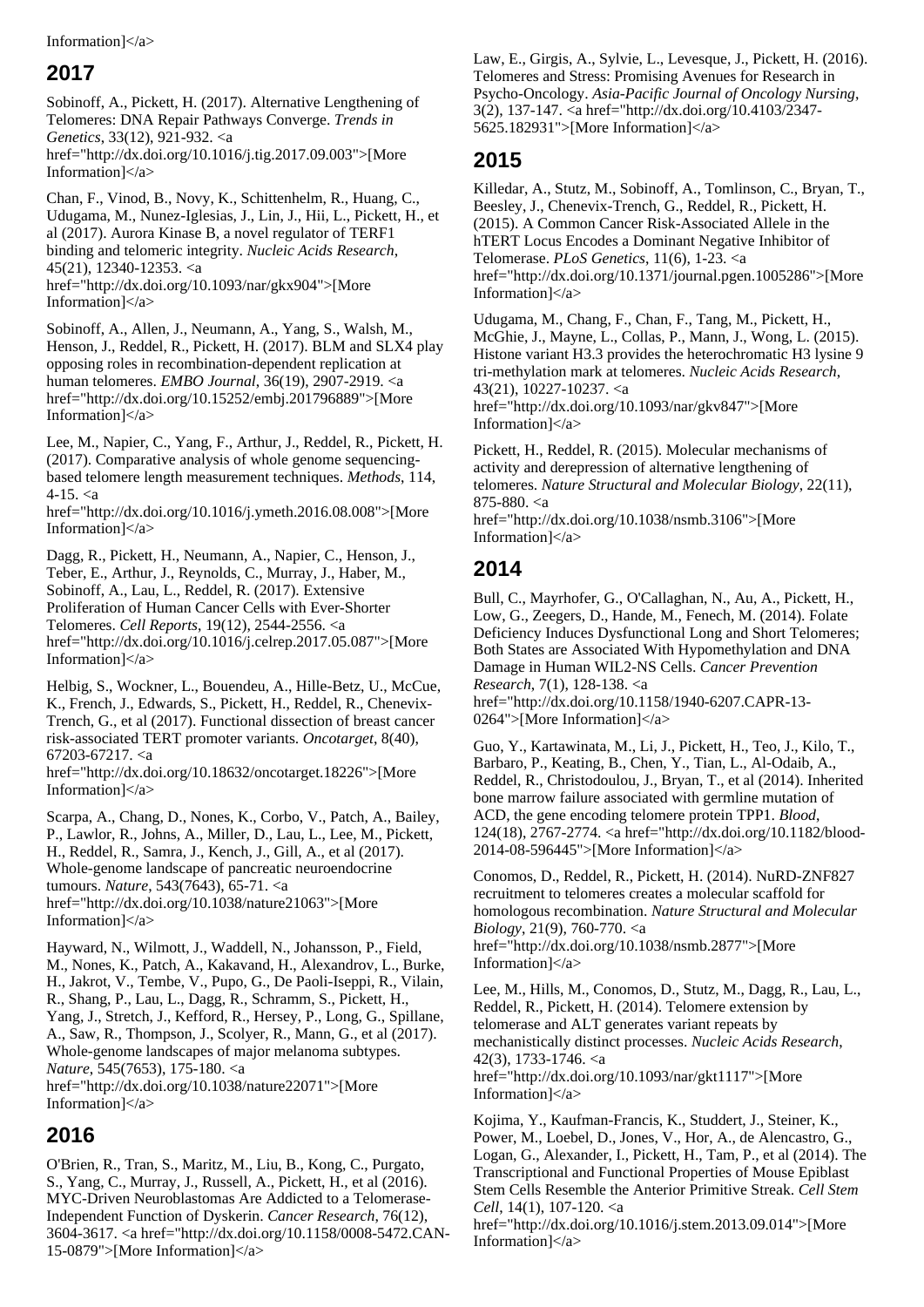Information]</a>

## 2017

Sobinoff, A., Pickett, H. (2017). Alternative Lengthening of Telomeres: DNA Repair Pathways Converge. *Trends in Genetics*, 33(12), 921-932. <a href="http://dx.doi.org/10.1016/j.tig.2017.09.003">[More Information]</a>

Chan, F., Vinod, B., Novy, K., Schittenhelm, R., Huang, C., Udugama, M., Nunez-Iglesias, J., Lin, J., Hii, L., Pickett, H., et al (2017). Aurora Kinase B, a novel regulator of TERF1 binding and telomeric integrity. *Nucleic Acids Research*, 45(21), 12340-12353. <a href="http://dx.doi.org/10.1093/nar/gkx904">[More Information]</a>

Sobinoff, A., Allen, J., Neumann, A., Yang, S., Walsh, M., Henson, J., Reddel, R., Pickett, H. (2017). BLM and SLX4 play opposing roles in recombination-dependent replication at human telomeres. *EMBO Journal*, 36(19), 2907-2919. <a href="http://dx.doi.org/10.15252/embj.201796889">[More Information]</a>

Lee, M., Napier, C., Yang, F., Arthur, J., Reddel, R., Pickett, H. (2017). Comparative analysis of whole genome sequencing-based telomere length measurement techniques. *Methods*, 114, 4-15. <a href="http://dx.doi.org/10.1016/j.ymeth.2016.08.008">[More Information]</a>

Dagg, R., Pickett, H., Neumann, A., Napier, C., Henson, J., Teber, E., Arthur, J., Reynolds, C., Murray, J., Haber, M., Sobinoff, A., Lau, L., Reddel, R. (2017). Extensive Proliferation of Human Cancer Cells with Ever-Shorter Telomeres. *Cell Reports*, 19(12), 2544-2556. <a href="http://dx.doi.org/10.1016/j.celrep.2017.05.087">[More Information]</a>

Helbig, S., Wockner, L., Bouendeu, A., Hille-Betz, U., McCue, K., French, J., Edwards, S., Pickett, H., Reddel, R., Chenevix-Trench, G., et al (2017). Functional dissection of breast cancer risk-associated TERT promoter variants. *Oncotarget*, 8(40), 67203-67217. <a href="http://dx.doi.org/10.18632/oncotarget.18226">[More Information]</a>

Scarpa, A., Chang, D., Nones, K., Corbo, V., Patch, A., Bailey, P., Lawlor, R., Johns, A., Miller, D., Lau, L., Lee, M., Pickett, H., Reddel, R., Samra, J., Kench, J., Gill, A., et al (2017). Whole-genome landscape of pancreatic neuroendocrine tumours. *Nature*, 543(7643), 65-71. <a href="http://dx.doi.org/10.1038/nature21063">[More Information]</a>

Hayward, N., Wilmott, J., Waddell, N., Johansson, P., Field, M., Nones, K., Patch, A., Kakavand, H., Alexandrov, L., Burke, H., Jakrot, V., Tembe, V., Pupo, G., De Paoli-Iseppi, R., Vilain, R., Shang, P., Lau, L., Dagg, R., Schramm, S., Pickett, H., Yang, J., Stretch, J., Kefford, R., Hersey, P., Long, G., Spillane, A., Saw, R., Thompson, J., Scolyer, R., Mann, G., et al (2017). Whole-genome landscapes of major melanoma subtypes. *Nature*, 545(7653), 175-180. <a href="http://dx.doi.org/10.1038/nature22071">[More Information]</a>

## 2016

O'Brien, R., Tran, S., Maritz, M., Liu, B., Kong, C., Purgato, S., Yang, C., Murray, J., Russell, A., Pickett, H., et al (2016). MYC-Driven Neuroblastomas Are Addicted to a Telomerase-Independent Function of Dyskerin. *Cancer Research*, 76(12), 3604-3617. <a href="http://dx.doi.org/10.1158/0008-5472.CAN-15-0879">[More Information]</a>

Law, E., Girgis, A., Sylvie, L., Levesque, J., Pickett, H. (2016). Telomeres and Stress: Promising Avenues for Research in Psycho-Oncology. *Asia-Pacific Journal of Oncology Nursing*, 3(2), 137-147. <a href="http://dx.doi.org/10.4103/2347-5625.182931">[More Information]</a>

## 2015

Killedar, A., Stutz, M., Sobinoff, A., Tomlinson, C., Bryan, T., Beesley, J., Chenevix-Trench, G., Reddel, R., Pickett, H. (2015). A Common Cancer Risk-Associated Allele in the hTERT Locus Encodes a Dominant Negative Inhibitor of Telomerase. *PLoS Genetics*, 11(6), 1-23. <a href="http://dx.doi.org/10.1371/journal.pgen.1005286">[More Information]</a>

Udugama, M., Chang, F., Chan, F., Tang, M., Pickett, H., McGhie, J., Mayne, L., Collas, P., Mann, J., Wong, L. (2015). Histone variant H3.3 provides the heterochromatic H3 lysine 9 tri-methylation mark at telomeres. *Nucleic Acids Research*, 43(21), 10227-10237. <a href="http://dx.doi.org/10.1093/nar/gkv847">[More Information]</a>

Pickett, H., Reddel, R. (2015). Molecular mechanisms of activity and derepression of alternative lengthening of telomeres. *Nature Structural and Molecular Biology*, 22(11), 875-880. <a href="http://dx.doi.org/10.1038/nsmb.3106">[More Information]</a>

## 2014

Bull, C., Mayrhofer, G., O'Callaghan, N., Au, A., Pickett, H., Low, G., Zeegers, D., Hande, M., Fenech, M. (2014). Folate Deficiency Induces Dysfunctional Long and Short Telomeres; Both States are Associated With Hypomethylation and DNA Damage in Human WIL2-NS Cells. *Cancer Prevention Research*, 7(1), 128-138. <a href="http://dx.doi.org/10.1158/1940-6207.CAPR-13-0264">[More Information]</a>

Guo, Y., Kartawinata, M., Li, J., Pickett, H., Teo, J., Kilo, T., Barbaro, P., Keating, B., Chen, Y., Tian, L., Al-Odaib, A., Reddel, R., Christodoulou, J., Bryan, T., et al (2014). Inherited bone marrow failure associated with germline mutation of ACD, the gene encoding telomere protein TPP1. *Blood*, 124(18), 2767-2774. <a href="http://dx.doi.org/10.1182/blood-2014-08-596445">[More Information]</a>

Conomos, D., Reddel, R., Pickett, H. (2014). NuRD-ZNF827 recruitment to telomeres creates a molecular scaffold for homologous recombination. *Nature Structural and Molecular Biology*, 21(9), 760-770. <a href="http://dx.doi.org/10.1038/nsmb.2877">[More Information]</a>

Lee, M., Hills, M., Conomos, D., Stutz, M., Dagg, R., Lau, L., Reddel, R., Pickett, H. (2014). Telomere extension by telomerase and ALT generates variant repeats by mechanistically distinct processes. *Nucleic Acids Research*, 42(3), 1733-1746. <a href="http://dx.doi.org/10.1093/nar/gkt1117">[More Information]</a>

Kojima, Y., Kaufman-Francis, K., Studdert, J., Steiner, K., Power, M., Loebel, D., Jones, V., Hor, A., de Alencastro, G., Logan, G., Alexander, I., Pickett, H., Tam, P., et al (2014). The Transcriptional and Functional Properties of Mouse Epiblast Stem Cells Resemble the Anterior Primitive Streak. *Cell Stem Cell*, 14(1), 107-120. <a href="http://dx.doi.org/10.1016/j.stem.2013.09.014">[More Information]</a>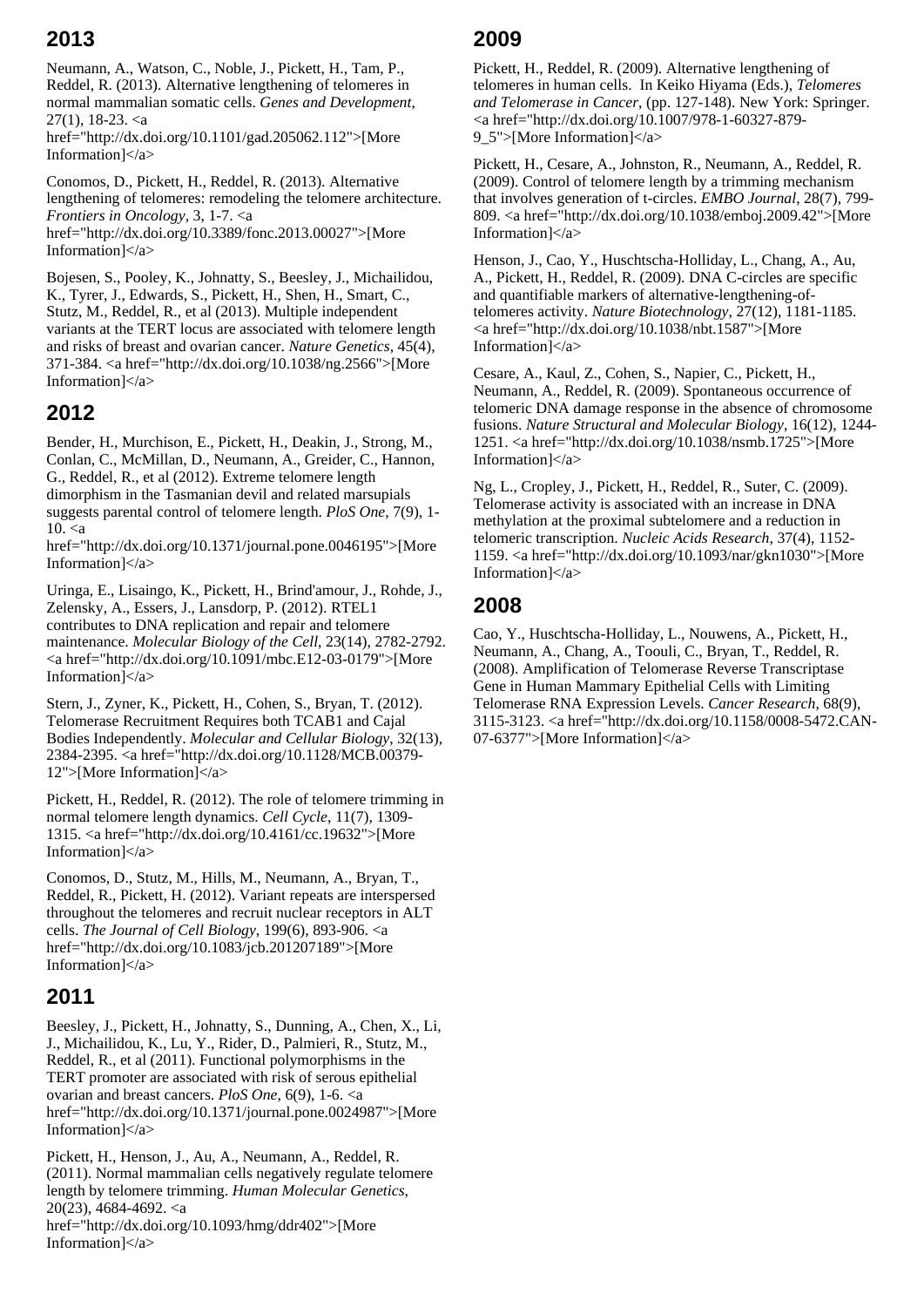## 2013

Neumann, A., Watson, C., Noble, J., Pickett, H., Tam, P., Reddel, R. (2013). Alternative lengthening of telomeres in normal mammalian somatic cells. *Genes and Development*, 27(1), 18-23. <a href="http://dx.doi.org/10.1101/gad.205062.112">[More Information]</a>

Conomos, D., Pickett, H., Reddel, R. (2013). Alternative lengthening of telomeres: remodeling the telomere architecture. *Frontiers in Oncology*, 3, 1-7. <a href="http://dx.doi.org/10.3389/fonc.2013.00027">[More Information]</a>

Bojesen, S., Pooley, K., Johnatty, S., Beesley, J., Michailidou, K., Tyrer, J., Edwards, S., Pickett, H., Shen, H., Smart, C., Stutz, M., Reddel, R., et al (2013). Multiple independent variants at the TERT locus are associated with telomere length and risks of breast and ovarian cancer. *Nature Genetics*, 45(4), 371-384. <a href="http://dx.doi.org/10.1038/ng.2566">[More Information]</a>

## 2012

Bender, H., Murchison, E., Pickett, H., Deakin, J., Strong, M., Conlan, C., McMillan, D., Neumann, A., Greider, C., Hannon, G., Reddel, R., et al (2012). Extreme telomere length dimorphism in the Tasmanian devil and related marsupials suggests parental control of telomere length. *PloS One*, 7(9), 1-10. <a href="http://dx.doi.org/10.1371/journal.pone.0046195">[More Information]</a>

Uringa, E., Lisaingo, K., Pickett, H., Brind'amour, J., Rohde, J., Zelensky, A., Essers, J., Lansdorp, P. (2012). RTEL1 contributes to DNA replication and repair and telomere maintenance. *Molecular Biology of the Cell*, 23(14), 2782-2792. <a href="http://dx.doi.org/10.1091/mbc.E12-03-0179">[More Information]</a>

Stern, J., Zyner, K., Pickett, H., Cohen, S., Bryan, T. (2012). Telomerase Recruitment Requires both TCAB1 and Cajal Bodies Independently. *Molecular and Cellular Biology*, 32(13), 2384-2395. <a href="http://dx.doi.org/10.1128/MCB.00379-12">[More Information]</a>

Pickett, H., Reddel, R. (2012). The role of telomere trimming in normal telomere length dynamics. *Cell Cycle*, 11(7), 1309-1315. <a href="http://dx.doi.org/10.4161/cc.19632">[More Information]</a>

Conomos, D., Stutz, M., Hills, M., Neumann, A., Bryan, T., Reddel, R., Pickett, H. (2012). Variant repeats are interspersed throughout the telomeres and recruit nuclear receptors in ALT cells. *The Journal of Cell Biology*, 199(6), 893-906. <a href="http://dx.doi.org/10.1083/jcb.201207189">[More Information]</a>

## 2011

Beesley, J., Pickett, H., Johnatty, S., Dunning, A., Chen, X., Li, J., Michailidou, K., Lu, Y., Rider, D., Palmieri, R., Stutz, M., Reddel, R., et al (2011). Functional polymorphisms in the TERT promoter are associated with risk of serous epithelial ovarian and breast cancers. *PloS One*, 6(9), 1-6. <a href="http://dx.doi.org/10.1371/journal.pone.0024987">[More Information]</a>

Pickett, H., Henson, J., Au, A., Neumann, A., Reddel, R. (2011). Normal mammalian cells negatively regulate telomere length by telomere trimming. *Human Molecular Genetics*, 20(23), 4684-4692. <a href="http://dx.doi.org/10.1093/hmg/ddr402">[More Information]</a>

## 2009

Pickett, H., Reddel, R. (2009). Alternative lengthening of telomeres in human cells. In Keiko Hiyama (Eds.), *Telomeres and Telomerase in Cancer*, (pp. 127-148). New York: Springer. <a href="http://dx.doi.org/10.1007/978-1-60327-879-9_5">[More Information]</a>

Pickett, H., Cesare, A., Johnston, R., Neumann, A., Reddel, R. (2009). Control of telomere length by a trimming mechanism that involves generation of t-circles. *EMBO Journal*, 28(7), 799-809. <a href="http://dx.doi.org/10.1038/emboj.2009.42">[More Information]</a>

Henson, J., Cao, Y., Huschtscha-Holliday, L., Chang, A., Au, A., Pickett, H., Reddel, R. (2009). DNA C-circles are specific and quantifiable markers of alternative-lengthening-of-telomeres activity. *Nature Biotechnology*, 27(12), 1181-1185. <a href="http://dx.doi.org/10.1038/nbt.1587">[More Information]</a>

Cesare, A., Kaul, Z., Cohen, S., Napier, C., Pickett, H., Neumann, A., Reddel, R. (2009). Spontaneous occurrence of telomeric DNA damage response in the absence of chromosome fusions. *Nature Structural and Molecular Biology*, 16(12), 1244-1251. <a href="http://dx.doi.org/10.1038/nsmb.1725">[More Information]</a>

Ng, L., Cropley, J., Pickett, H., Reddel, R., Suter, C. (2009). Telomerase activity is associated with an increase in DNA methylation at the proximal subtelomere and a reduction in telomeric transcription. *Nucleic Acids Research*, 37(4), 1152-1159. <a href="http://dx.doi.org/10.1093/nar/gkn1030">[More Information]</a>

## 2008

Cao, Y., Huschtscha-Holliday, L., Nouwens, A., Pickett, H., Neumann, A., Chang, A., Toouli, C., Bryan, T., Reddel, R. (2008). Amplification of Telomerase Reverse Transcriptase Gene in Human Mammary Epithelial Cells with Limiting Telomerase RNA Expression Levels. *Cancer Research*, 68(9), 3115-3123. <a href="http://dx.doi.org/10.1158/0008-5472.CAN-07-6377">[More Information]</a>